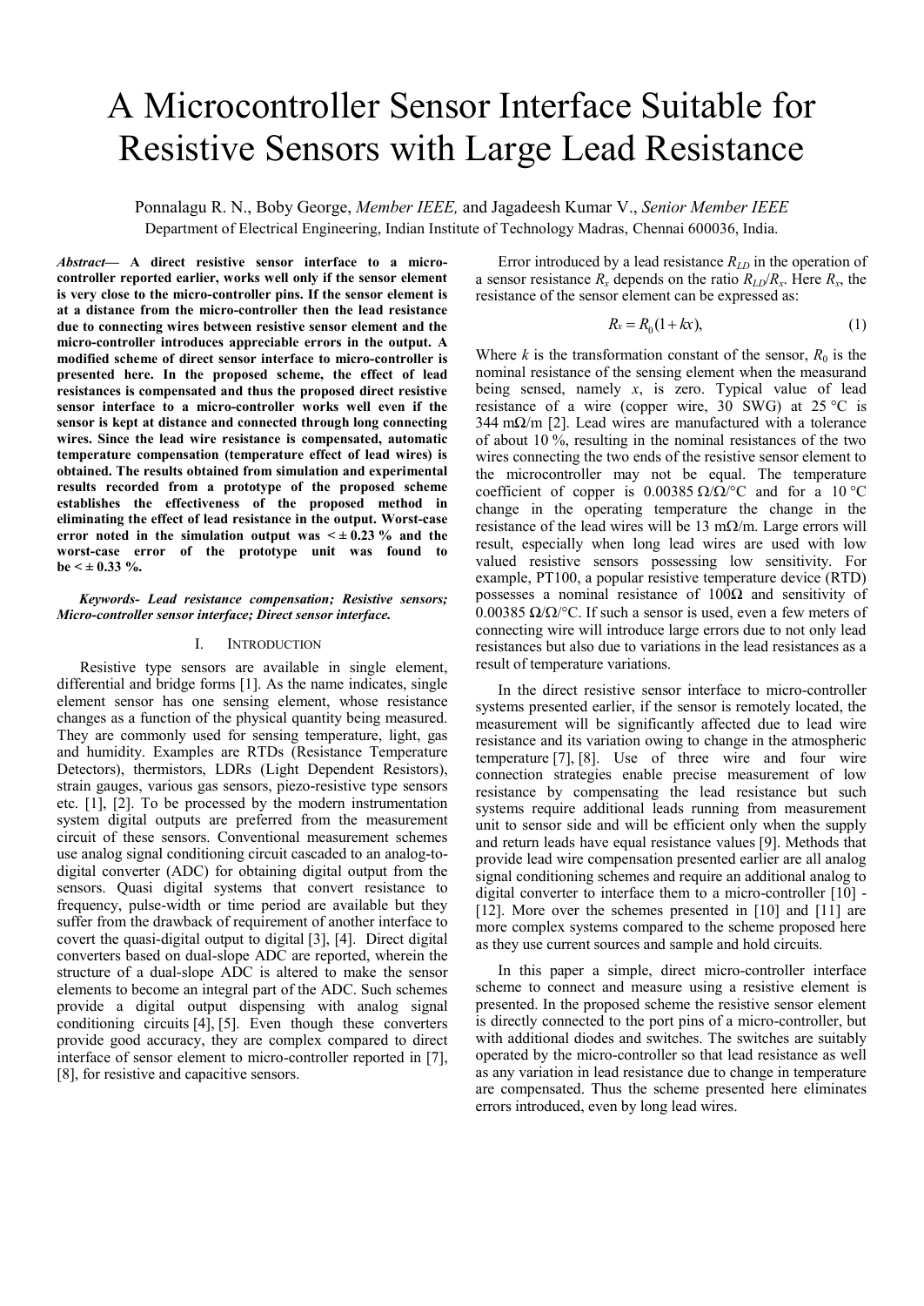# A Microcontroller Sensor Interface Suitable for Resistive Sensors with Large Lead Resistance

Ponnalagu R. N., Boby George, *Member IEEE,* and Jagadeesh Kumar V., *Senior Member IEEE*

Department of Electrical Engineering, Indian Institute of Technology Madras, Chennai 600036, India.

***Abstract***— **A direct resistive sensor interface to a micro-controller reported earlier, works well only if the sensor element is very close to the micro-controller pins. If the sensor element is at a distance from the micro-controller then the lead resistance due to connecting wires between resistive sensor element and the micro-controller introduces appreciable errors in the output. A modified scheme of direct sensor interface to micro-controller is presented here. In the proposed scheme, the effect of lead resistances is compensated and thus the proposed direct resistive sensor interface to a micro-controller works well even if the sensor is kept at distance and connected through long connecting wires. Since the lead wire resistance is compensated, automatic temperature compensation (temperature effect of lead wires) is obtained. The results obtained from simulation and experimental results recorded from a prototype of the proposed scheme establishes the effectiveness of the proposed method in eliminating the effect of lead resistance in the output. Worst-case error noted in the simulation output was < ± 0.23 % and the worst-case error of the prototype unit was found to be < ± 0.33 %.**

***Keywords- Lead resistance compensation; Resistive sensors; Micro-controller sensor interface; Direct sensor interface.***

## I. Introduction

Resistive type sensors are available in single element, differential and bridge forms [1]. As the name indicates, single element sensor has one sensing element, whose resistance changes as a function of the physical quantity being measured. They are commonly used for sensing temperature, light, gas and humidity. Examples are RTDs (Resistance Temperature Detectors), thermistors, LDRs (Light Dependent Resistors), strain gauges, various gas sensors, piezo-resistive type sensors etc. [1], [2]. To be processed by the modern instrumentation system digital outputs are preferred from the measurement circuit of these sensors. Conventional measurement schemes use analog signal conditioning circuit cascaded to an analog-to-digital converter (ADC) for obtaining digital output from the sensors. Quasi digital systems that convert resistance to frequency, pulse-width or time period are available but they suffer from the drawback of requirement of another interface to covert the quasi-digital output to digital [3], [4]. Direct digital converters based on dual-slope ADC are reported, wherein the structure of a dual-slope ADC is altered to make the sensor elements to become an integral part of the ADC. Such schemes provide a digital output dispensing with analog signal conditioning circuits [4], [5]. Even though these converters provide good accuracy, they are complex compared to direct interface of sensor element to micro-controller reported in [7], [8], for resistive and capacitive sensors.

Error introduced by a lead resistance $R_{LD}$ in the operation of a sensor resistance $R_x$ depends on the ratio $R_{LD}/R_x$. Here $R_x$, the resistance of the sensor element can be expressed as:

$$R_x = R_0(1 + kx), \tag{1}$$

Where $k$ is the transformation constant of the sensor, $R_0$ is the nominal resistance of the sensing element when the measurand being sensed, namely $x$, is zero. Typical value of lead resistance of a wire (copper wire, 30 SWG) at 25 °C is 344 mΩ/m [2]. Lead wires are manufactured with a tolerance of about 10 %, resulting in the nominal resistances of the two wires connecting the two ends of the resistive sensor element to the microcontroller may not be equal. The temperature coefficient of copper is 0.00385 Ω/Ω/°C and for a 10 °C change in the operating temperature the change in the resistance of the lead wires will be 13 mΩ/m. Large errors will result, especially when long lead wires are used with low valued resistive sensors possessing low sensitivity. For example, PT100, a popular resistive temperature device (RTD) possesses a nominal resistance of 100Ω and sensitivity of 0.00385 Ω/Ω/°C. If such a sensor is used, even a few meters of connecting wire will introduce large errors due to not only lead resistances but also due to variations in the lead resistances as a result of temperature variations.

In the direct resistive sensor interface to micro-controller systems presented earlier, if the sensor is remotely located, the measurement will be significantly affected due to lead wire resistance and its variation owing to change in the atmospheric temperature [7], [8]. Use of three wire and four wire connection strategies enable precise measurement of low resistance by compensating the lead resistance but such systems require additional leads running from measurement unit to sensor side and will be efficient only when the supply and return leads have equal resistance values [9]. Methods that provide lead wire compensation presented earlier are all analog signal conditioning schemes and require an additional analog to digital converter to interface them to a micro-controller [10] - [12]. More over the schemes presented in [10] and [11] are more complex systems compared to the scheme proposed here as they use current sources and sample and hold circuits.

In this paper a simple, direct micro-controller interface scheme to connect and measure using a resistive element is presented. In the proposed scheme the resistive sensor element is directly connected to the port pins of a micro-controller, but with additional diodes and switches. The switches are suitably operated by the micro-controller so that lead resistance as well as any variation in lead resistance due to change in temperature are compensated. Thus the scheme presented here eliminates errors introduced, even by long lead wires.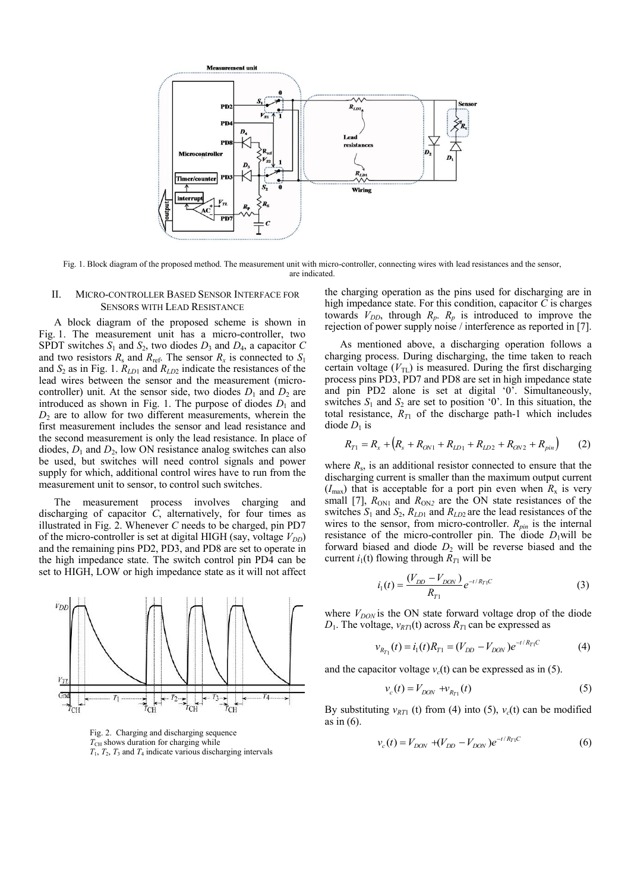Fig. 1. Block diagram of the proposed method. The measurement unit with micro-controller, connecting wires with lead resistances and the sensor, are indicated.

## II. MICRO-CONTROLLER BASED SENSOR INTERFACE FOR SENSORS WITH LEAD RESISTANCE

A block diagram of the proposed scheme is shown in Fig. 1. The measurement unit has a micro-controller, two SPDT switches $S_1$ and $S_2$, two diodes $D_3$ and $D_4$, a capacitor $C$ and two resistors $R_s$ and $R_{ref}$. The sensor $R_x$ is connected to $S_1$ and $S_2$ as in Fig. 1. $R_{LD1}$ and $R_{LD2}$ indicate the resistances of the lead wires between the sensor and the measurement (micro-controller) unit. At the sensor side, two diodes $D_1$ and $D_2$ are introduced as shown in Fig. 1. The purpose of diodes $D_1$ and $D_2$ are to allow for two different measurements, wherein the first measurement includes the sensor and lead resistance and the second measurement is only the lead resistance. In place of diodes, $D_1$ and $D_2$, low ON resistance analog switches can also be used, but switches will need control signals and power supply for which, additional control wires have to run from the measurement unit to sensor, to control such switches.

The measurement process involves charging and discharging of capacitor $C$, alternatively, for four times as illustrated in Fig. 2. Whenever $C$ needs to be charged, pin PD7 of the micro-controller is set at digital HIGH (say, voltage $V_{DD}$) and the remaining pins PD2, PD3, and PD8 are set to operate in the high impedance state. The switch control pin PD4 can be set to HIGH, LOW or high impedance state as it will not affect the charging operation as the pins used for discharging are in high impedance state. For this condition, capacitor $C$ is charges towards $V_{DD}$, through $R_p$. $R_p$ is introduced to improve the rejection of power supply noise / interference as reported in [7].

Fig. 2. Charging and discharging sequence
$T_{CH}$ shows duration for charging while
$T_1$, $T_2$, $T_3$ and $T_4$ indicate various discharging intervals

As mentioned above, a discharging operation follows a charging process. During discharging, the time taken to reach certain voltage ($V_{TL}$) is measured. During the first discharging process pins PD3, PD7 and PD8 are set in high impedance state and pin PD2 alone is set at digital '0'. Simultaneously, switches $S_1$ and $S_2$ are set to position '0'. In this situation, the total resistance, $R_{T1}$ of the discharge path-1 which includes diode $D_1$ is

$$R_{T1} = R_x + \left(R_s + R_{ON1} + R_{LD1} + R_{LD2} + R_{ON2} + R_{pin}\right) \tag{2}$$

where $R_s$, is an additional resistor connected to ensure that the discharging current is smaller than the maximum output current ($I_{max}$) that is acceptable for a port pin even when $R_x$ is very small [7], $R_{ON1}$ and $R_{ON2}$ are the ON state resistances of the switches $S_1$ and $S_2$, $R_{LD1}$ and $R_{LD2}$ are the lead resistances of the wires to the sensor, from micro-controller. $R_{pin}$ is the internal resistance of the micro-controller pin. The diode $D_1$ will be forward biased and diode $D_2$ will be reverse biased and the current $i_1(t)$ flowing through $R_{T1}$ will be

$$i_1(t) = \frac{(V_{DD} - V_{DON})}{R_{T1}} e^{-t/R_{T1}C} \tag{3}$$

where $V_{DON}$ is the ON state forward voltage drop of the diode $D_1$. The voltage, $v_{RT1}(t)$ across $R_{T1}$ can be expressed as

$$v_{R_{T1}}(t) = i_1(t)R_{T1} = (V_{DD} - V_{DON})e^{-t/R_{T1}C} \tag{4}$$

and the capacitor voltage $v_c(t)$ can be expressed as in (5).

$$v_c(t) = V_{DON} + v_{R_{T1}}(t) \tag{5}$$

By substituting $v_{RT1}$ (t) from (4) into (5), $v_c(t)$ can be modified as in (6).

$$v_c(t) = V_{DON} + (V_{DD} - V_{DON})e^{-t/R_{T1}C} \tag{6}$$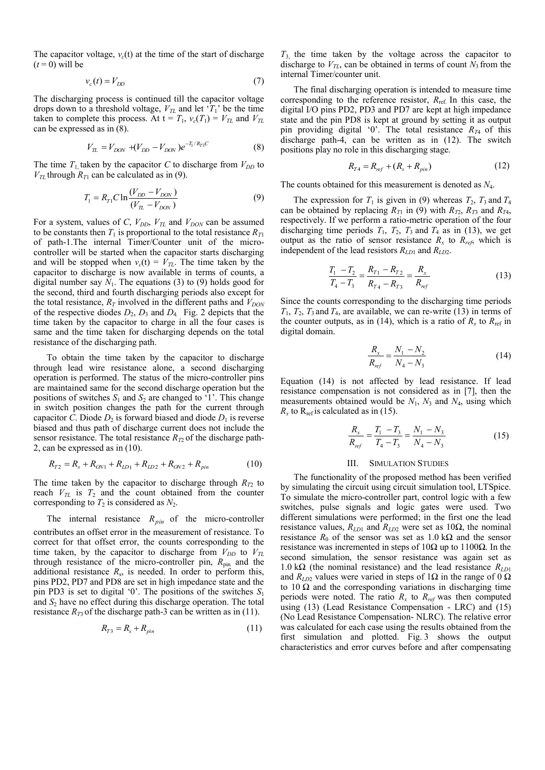The capacitor voltage, $v_c(t)$ at the time of the start of discharge ($t = 0$) will be

$$v_c(t) = V_{DD} \tag{7}$$

The discharging process is continued till the capacitor voltage drops down to a threshold voltage, $V_{TL}$ and let '$T_1$' be the time taken to complete this process. At $t = T_1$, $v_c(T_1) = V_{TL}$ and $V_{TL}$ can be expressed as in (8).

$$V_{TL} = V_{DON} + (V_{DD} - V_{DON})e^{-T_1/R_{T1}C} \tag{8}$$

The time $T_1$, taken by the capacitor $C$ to discharge from $V_{DD}$ to $V_{TL}$ through $R_{T1}$ can be calculated as in (9).

$$T_1 = R_{T1}C \ln \frac{(V_{DD} - V_{DON})}{(V_{TL} - V_{DON})} \tag{9}$$

For a system, values of $C$, $V_{DD}$, $V_{TL}$ and $V_{DON}$ can be assumed to be constants then $T_1$ is proportional to the total resistance $R_{T1}$ of path-1.The internal Timer/Counter unit of the micro-controller will be started when the capacitor starts discharging and will be stopped when $v_c(t) = V_{TL}$. The time taken by the capacitor to discharge is now available in terms of counts, a digital number say $N_1$. The equations (3) to (9) holds good for the second, third and fourth discharging periods also except for the total resistance, $R_T$ involved in the different paths and $V_{DON}$ of the respective diodes $D_2$, $D_3$ and $D_4$. Fig. 2 depicts that the time taken by the capacitor to charge in all the four cases is same and the time taken for discharging depends on the total resistance of the discharging path.

To obtain the time taken by the capacitor to discharge through lead wire resistance alone, a second discharging operation is performed. The status of the micro-controller pins are maintained same for the second discharge operation but the positions of switches $S_1$ and $S_2$ are changed to '1'. This change in switch position changes the path for the current through capacitor $C$. Diode $D_2$ is forward biased and diode $D_1$ is reverse biased and thus path of discharge current does not include the sensor resistance. The total resistance $R_{T2}$ of the discharge path-2, can be expressed as in (10).

$$R_{T2} = R_s + R_{ON1} + R_{LD1} + R_{LD2} + R_{ON2} + R_{pin} \tag{10}$$

The time taken by the capacitor to discharge through $R_{T2}$ to reach $V_{TL}$ is $T_2$ and the count obtained from the counter corresponding to $T_2$ is considered as $N_2$.

The internal resistance $R_{pin}$ of the micro-controller contributes an offset error in the measurement of resistance. To correct for that offset error, the counts corresponding to the time taken, by the capacitor to discharge from $V_{DD}$ to $V_{TL}$ through resistance of the micro-controller pin, $R_{pin}$ and the additional resistance $R_s$, is needed. In order to perform this, pins PD2, PD7 and PD8 are set in high impedance state and the pin PD3 is set to digital '0'. The positions of the switches $S_1$ and $S_2$ have no effect during this discharge operation. The total resistance $R_{T3}$ of the discharge path-3 can be written as in (11).

$$R_{T3} = R_s + R_{pin} \tag{11}$$

$T_3$, the time taken by the voltage across the capacitor to discharge to $V_{TL}$, can be obtained in terms of count $N_3$ from the internal Timer/counter unit.

The final discharging operation is intended to measure time corresponding to the reference resistor, $R_{ref}$. In this case, the digital I/O pins PD2, PD3 and PD7 are kept at high impedance state and the pin PD8 is kept at ground by setting it as output pin providing digital '0'. The total resistance $R_{T4}$ of this discharge path-4, can be written as in (12). The switch positions play no role in this discharging stage.

$$R_{T4} = R_{ref} + (R_s + R_{pin}) \tag{12}$$

The counts obtained for this measurement is denoted as $N_4$.

The expression for $T_1$ is given in (9) whereas $T_2$, $T_3$ and $T_4$ can be obtained by replacing $R_{T1}$ in (9) with $R_{T2}$, $R_{T3}$ and $R_{T4}$, respectively. If we perform a ratio-metric operation of the four discharging time periods $T_1$, $T_2$, $T_3$ and $T_4$ as in (13), we get output as the ratio of sensor resistance $R_x$ to $R_{ref}$, which is independent of the lead resistors $R_{LD1}$ and $R_{LD2}$.

$$\frac{T_1 - T_2}{T_4 - T_3} = \frac{R_{T1} - R_{T2}}{R_{T4} - R_{T3}} = \frac{R_x}{R_{ref}} \tag{13}$$

Since the counts corresponding to the discharging time periods $T_1$, $T_2$, $T_3$ and $T_4$, are available, we can re-write (13) in terms of the counter outputs, as in (14), which is a ratio of $R_x$ to $R_{ref}$ in digital domain.

$$\frac{R_x}{R_{ref}} = \frac{N_1 - N_2}{N_4 - N_3} \tag{14}$$

Equation (14) is not affected by lead resistance. If lead resistance compensation is not considered as in [7], then the measurements obtained would be $N_1$, $N_3$ and $N_4$, using which $R_x$ to $R_{ref}$ is calculated as in (15).

$$\frac{R_x}{R_{ref}} = \frac{T_1 - T_3}{T_4 - T_3} = \frac{N_1 - N_3}{N_4 - N_3} \tag{15}$$

## III. Simulation Studies

The functionality of the proposed method has been verified by simulating the circuit using circuit simulation tool, LTSpice. To simulate the micro-controller part, control logic with a few switches, pulse signals and logic gates were used. Two different simulations were performed; in the first one the lead resistance values, $R_{LD1}$ and $R_{LD2}$ were set as 10Ω, the nominal resistance $R_0$ of the sensor was set as 1.0 kΩ and the sensor resistance was incremented in steps of 10Ω up to 1100Ω. In the second simulation, the sensor resistance was again set as 1.0 kΩ (the nominal resistance) and the lead resistance $R_{LD1}$ and $R_{LD2}$ values were varied in steps of 1Ω in the range of 0 Ω to 10 Ω and the corresponding variations in discharging time periods were noted. The ratio $R_x$ to $R_{ref}$ was then computed using (13) (Lead Resistance Compensation - LRC) and (15) (No Lead Resistance Compensation- NLRC). The relative error was calculated for each case using the results obtained from the first simulation and plotted. Fig. 3 shows the output characteristics and error curves before and after compensating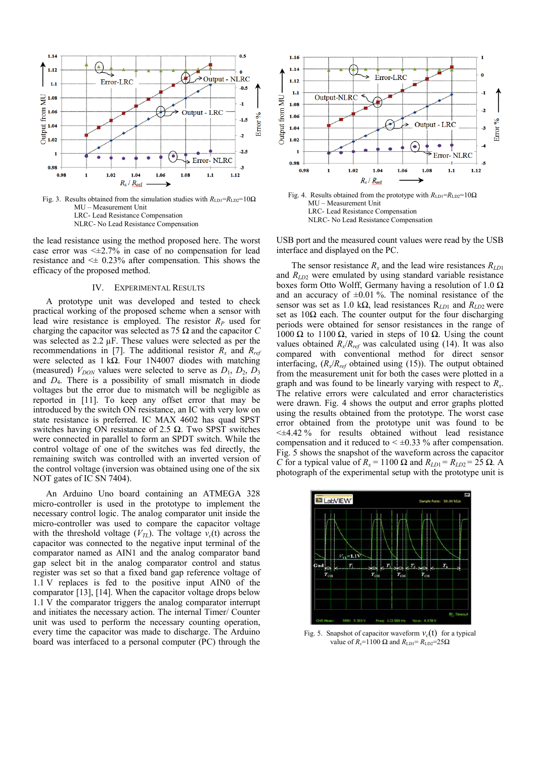Fig. 3. Results obtained from the simulation studies with $R_{LD1}$=$R_{LD2}$=10Ω
MU – Measurement Unit
LRC- Lead Resistance Compensation
NLRC- No Lead Resistance Compensation

Fig. 4. Results obtained from the prototype with $R_{LD1}$=$R_{LD2}$=10Ω
MU – Measurement Unit
LRC- Lead Resistance Compensation
NLRC- No Lead Resistance Compensation

the lead resistance using the method proposed here. The worst case error was <±2.7% in case of no compensation for lead resistance and <± 0.23% after compensation. This shows the efficacy of the proposed method.

## IV. Experimental Results

A prototype unit was developed and tested to check practical working of the proposed scheme when a sensor with lead wire resistance is employed. The resistor $R_P$ used for charging the capacitor was selected as 75 Ω and the capacitor $C$ was selected as 2.2 µF. These values were selected as per the recommendations in [7]. The additional resistor $R_s$ and $R_{ref}$ were selected as 1 kΩ. Four 1N4007 diodes with matching (measured) $V_{DON}$ values were selected to serve as $D_1$, $D_2$, $D_3$ and $D_4$. There is a possibility of small mismatch in diode voltages but the error due to mismatch will be negligible as reported in [11]. To keep any offset error that may be introduced by the switch ON resistance, an IC with very low on state resistance is preferred. IC MAX 4602 has quad SPST switches having ON resistance of 2.5 Ω. Two SPST switches were connected in parallel to form an SPDT switch. While the control voltage of one of the switches was fed directly, the remaining switch was controlled with an inverted version of the control voltage (inversion was obtained using one of the six NOT gates of IC SN 7404).

An Arduino Uno board containing an ATMEGA 328 micro-controller is used in the prototype to implement the necessary control logic. The analog comparator unit inside the micro-controller was used to compare the capacitor voltage with the threshold voltage ($V_{TL}$). The voltage $v_c$(t) across the capacitor was connected to the negative input terminal of the comparator named as AIN1 and the analog comparator band gap select bit in the analog comparator control and status register was set so that a fixed band gap reference voltage of 1.1 V replaces to fed to the positive input AIN0 of the comparator [13], [14]. When the capacitor voltage drops below 1.1 V the comparator triggers the analog comparator interrupt and initiates the necessary action. The internal Timer/ Counter unit was used to perform the necessary counting operation, every time the capacitor was made to discharge. The Arduino board was interfaced to a personal computer (PC) through the USB port and the measured count values were read by the USB interface and displayed on the PC.

The sensor resistance $R_x$ and the lead wire resistances $R_{LD1}$ and $R_{LD2}$ were emulated by using standard variable resistance boxes form Otto Wolff, Germany having a resolution of 1.0 Ω and an accuracy of ±0.01 %. The nominal resistance of the sensor was set as 1.0 kΩ, lead resistances $R_{LD1}$ and $R_{LD2}$ were set as 10Ω each. The counter output for the four discharging periods were obtained for sensor resistances in the range of 1000 Ω to 1100 Ω, varied in steps of 10 Ω. Using the count values obtained $R_x/R_{ref}$ was calculated using (14). It was also compared with conventional method for direct sensor interfacing, $(R_x/R_{ref}$ obtained using (15)). The output obtained from the measurement unit for both the cases were plotted in a graph and was found to be linearly varying with respect to $R_x$. The relative errors were calculated and error characteristics were drawn. Fig. 4 shows the output and error graphs plotted using the results obtained from the prototype. The worst case error obtained from the prototype unit was found to be <±4.42 % for results obtained without lead resistance compensation and it is reduced to < ±0.33 % after compensation. Fig. 5 shows the snapshot of the waveform across the capacitor $C$ for a typical value of $R_x$ = 1100 Ω and $R_{LD1}$ = $R_{LD2}$ = 25 Ω. A photograph of the experimental setup with the prototype unit is

Fig. 5. Snapshot of capacitor waveform $v_c$(t) for a typical value of $R_x$=1100 Ω and $R_{LD1}$= $R_{LD2}$=25Ω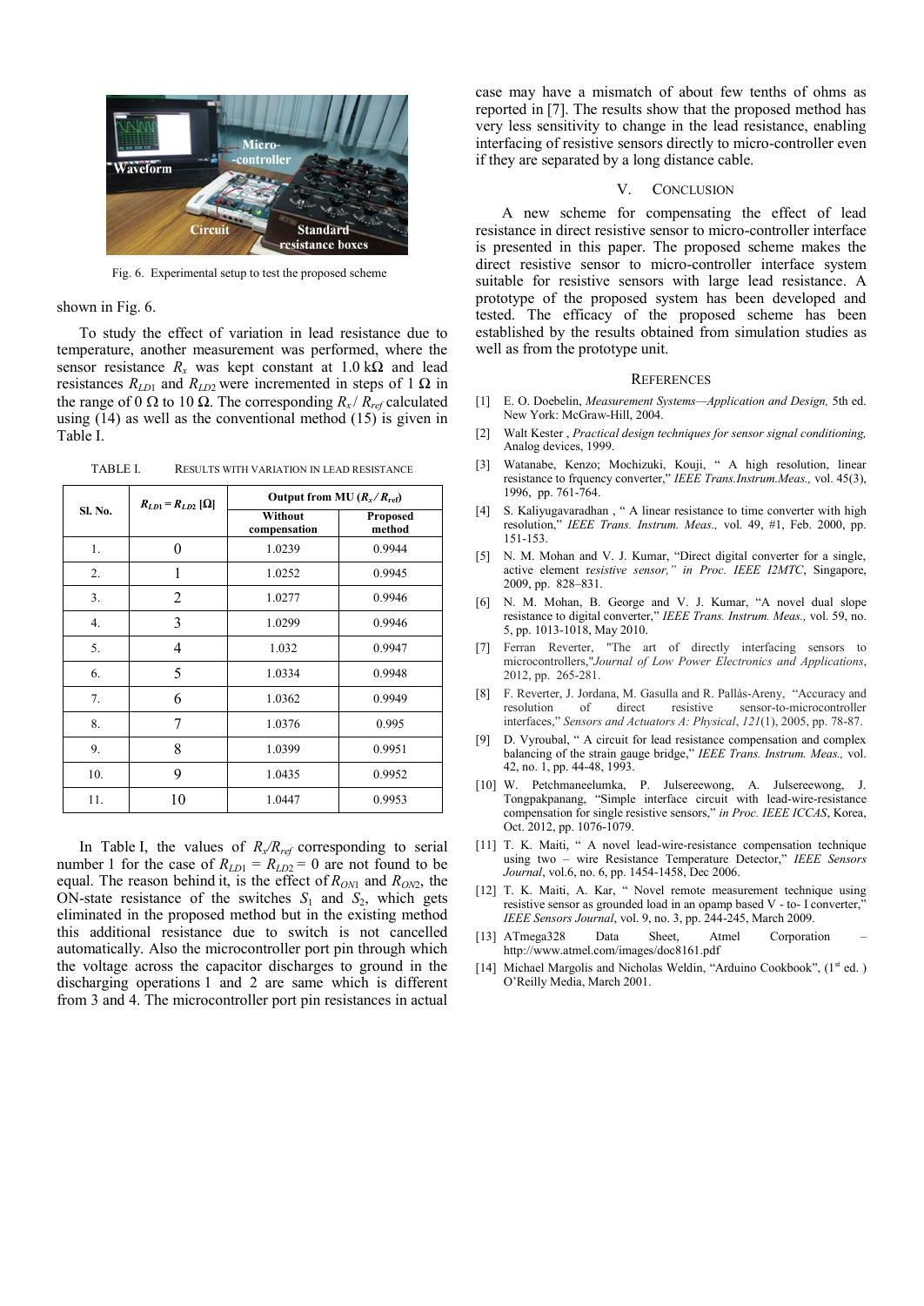Fig. 6. Experimental setup to test the proposed scheme

shown in Fig. 6.

To study the effect of variation in lead resistance due to temperature, another measurement was performed, where the sensor resistance $R_x$ was kept constant at 1.0 kΩ and lead resistances $R_{LD1}$ and $R_{LD2}$ were incremented in steps of 1 Ω in the range of 0 Ω to 10 Ω. The corresponding $R_x / R_{ref}$ calculated using (14) as well as the conventional method (15) is given in Table I.

TABLE I. RESULTS WITH VARIATION IN LEAD RESISTANCE

| Sl. No. | $R_{LD1} = R_{LD2}$ [Ω] | Output from MU ($R_x / R_{ref}$) | |
|---|---|---|---|
| | | Without compensation | Proposed method |
| 1. | 0 | 1.0239 | 0.9944 |
| 2. | 1 | 1.0252 | 0.9945 |
| 3. | 2 | 1.0277 | 0.9946 |
| 4. | 3 | 1.0299 | 0.9946 |
| 5. | 4 | 1.032 | 0.9947 |
| 6. | 5 | 1.0334 | 0.9948 |
| 7. | 6 | 1.0362 | 0.9949 |
| 8. | 7 | 1.0376 | 0.995 |
| 9. | 8 | 1.0399 | 0.9951 |
| 10. | 9 | 1.0435 | 0.9952 |
| 11. | 10 | 1.0447 | 0.9953 |

In Table I, the values of $R_x/R_{ref}$ corresponding to serial number 1 for the case of $R_{LD1} = R_{LD2} = 0$ are not found to be equal. The reason behind it, is the effect of $R_{ON1}$ and $R_{ON2}$, the ON-state resistance of the switches $S_1$ and $S_2$, which gets eliminated in the proposed method but in the existing method this additional resistance due to switch is not cancelled automatically. Also the microcontroller port pin through which the voltage across the capacitor discharges to ground in the discharging operations 1 and 2 are same which is different from 3 and 4. The microcontroller port pin resistances in actual case may have a mismatch of about few tenths of ohms as reported in [7]. The results show that the proposed method has very less sensitivity to change in the lead resistance, enabling interfacing of resistive sensors directly to micro-controller even if they are separated by a long distance cable.

## V. CONCLUSION

A new scheme for compensating the effect of lead resistance in direct resistive sensor to micro-controller interface is presented in this paper. The proposed scheme makes the direct resistive sensor to micro-controller interface system suitable for resistive sensors with large lead resistance. A prototype of the proposed system has been developed and tested. The efficacy of the proposed scheme has been established by the results obtained from simulation studies as well as from the prototype unit.

## REFERENCES

[1] E. O. Doebelin, *Measurement Systems—Application and Design,* 5th ed. New York: McGraw-Hill, 2004.

[2] Walt Kester , *Practical design techniques for sensor signal conditioning,* Analog devices, 1999.

[3] Watanabe, Kenzo; Mochizuki, Kouji, " A high resolution, linear resistance to frquency converter," *IEEE Trans.Instrum.Meas.,* vol. 45(3), 1996, pp. 761-764.

[4] S. Kaliyugavaradhan , " A linear resistance to time converter with high resolution," *IEEE Trans. Instrum. Meas.,* vol. 49, #1, Feb. 2000, pp. 151-153.

[5] N. M. Mohan and V. J. Kumar, "Direct digital converter for a single, active element r*esistive sensor," in Proc. IEEE I2MTC*, Singapore, 2009, pp. 828–831.

[6] N. M. Mohan, B. George and V. J. Kumar, "A novel dual slope resistance to digital converter," *IEEE Trans. Instrum. Meas.,* vol. 59, no. 5, pp. 1013-1018, May 2010.

[7] Ferran Reverter, "The art of directly interfacing sensors to microcontrollers,"*Journal of Low Power Electronics and Applications*, 2012, pp. 265-281.

[8] F. Reverter, J. Jordana, M. Gasulla and R. Pallàs-Areny, "Accuracy and resolution of direct resistive sensor-to-microcontroller interfaces," *Sensors and Actuators A: Physical*, *121*(1), 2005, pp. 78-87.

[9] D. Vyroubal, " A circuit for lead resistance compensation and complex balancing of the strain gauge bridge," *IEEE Trans. Instrum. Meas.,* vol. 42, no. 1, pp. 44-48, 1993.

[10] W. Petchmaneelumka, P. Julsereewong, A. Julsereewong, J. Tongpakpanang, "Simple interface circuit with lead-wire-resistance compensation for single resistive sensors," *in Proc. IEEE ICCAS*, Korea, Oct. 2012, pp. 1076-1079.

[11] T. K. Maiti, " A novel lead-wire-resistance compensation technique using two – wire Resistance Temperature Detector," *IEEE Sensors Journal*, vol.6, no. 6, pp. 1454-1458, Dec 2006.

[12] T. K. Maiti, A. Kar, " Novel remote measurement technique using resistive sensor as grounded load in an opamp based V - to- I converter," *IEEE Sensors Journal*, vol. 9, no. 3, pp. 244-245, March 2009.

[13] ATmega328 Data Sheet, Atmel Corporation – http://www.atmel.com/images/doc8161.pdf

[14] Michael Margolis and Nicholas Weldin, "Arduino Cookbook", (1st ed. ) O'Reilly Media, March 2001.